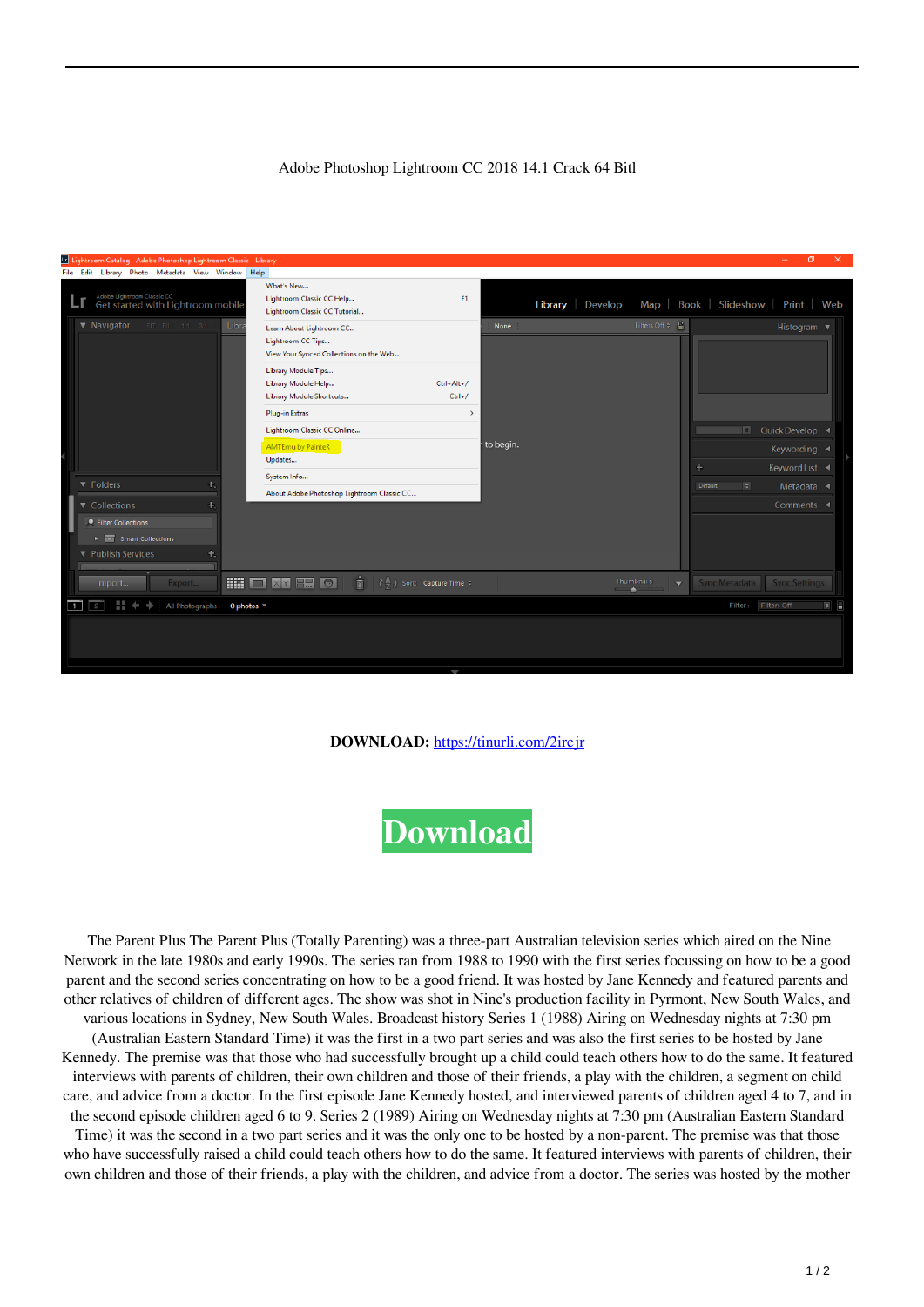Adobe Photoshop Lightroom CC 2018 14.1 Crack 64 Bitl

**DOWNLOAD:** https://tinurli.com/2irejr

**Download**

The Parent Plus The Parent Plus (Totally Parenting) was a three-part Australian television series which aired on the Nine Network in the late 1980s and early 1990s. The series ran from 1988 to 1990 with the first series focussing on how to be a good parent and the second series concentrating on how to be a good friend. It was hosted by Jane Kennedy and featured parents and other relatives of children of different ages. The show was shot in Nine's production facility in Pyrmont, New South Wales, and various locations in Sydney, New South Wales. Broadcast history Series 1 (1988) Airing on Wednesday nights at 7:30 pm (Australian Eastern Standard Time) it was the first in a two part series and was also the first series to be hosted by Jane Kennedy. The premise was that those who had successfully brought up a child could teach others how to do the same. It featured interviews with parents of children, their own children and those of their friends, a play with the children, a segment on child care, and advice from a doctor. In the first episode Jane Kennedy hosted, and interviewed parents of children aged 4 to 7, and in the second episode children aged 6 to 9. Series 2 (1989) Airing on Wednesday nights at 7:30 pm (Australian Eastern Standard Time) it was the second in a two part series and it was the only one to be hosted by a non-parent. The premise was that those who have successfully raised a child could teach others how to do the same. It featured interviews with parents of children, their own children and those of their friends, a play with the children, and advice from a doctor. The series was hosted by the mother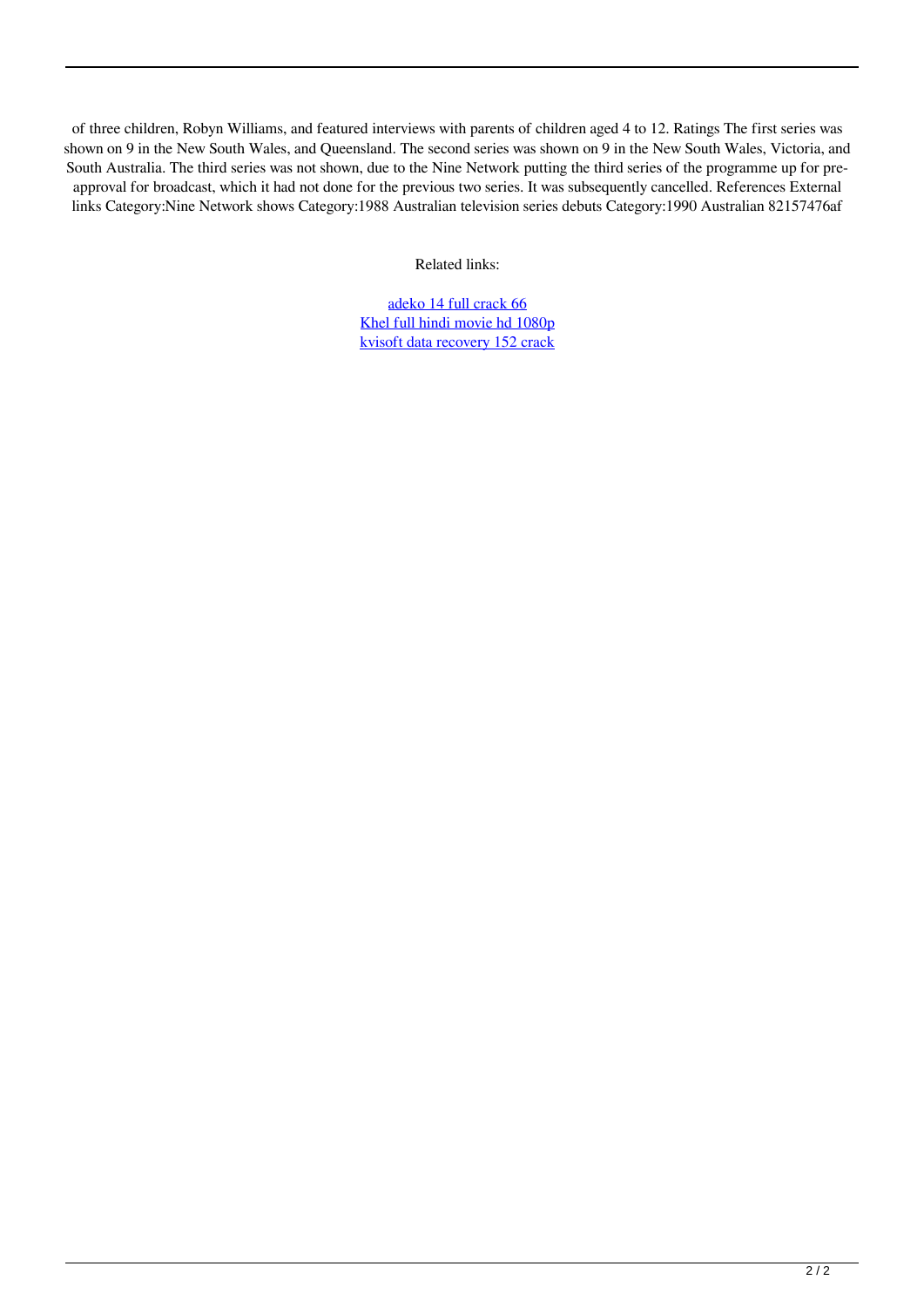of three children, Robyn Williams, and featured interviews with parents of children aged 4 to 12. Ratings The first series was shown on 9 in the New South Wales, and Queensland. The second series was shown on 9 in the New South Wales, Victoria, and South Australia. The third series was not shown, due to the Nine Network putting the third series of the programme up for pre-approval for broadcast, which it had not done for the previous two series. It was subsequently cancelled. References External links Category:Nine Network shows Category:1988 Australian television series debuts Category:1990 Australian 82157476af

Related links:

adeko 14 full crack 66
Khel full hindi movie hd 1080p
kvisoft data recovery 152 crack